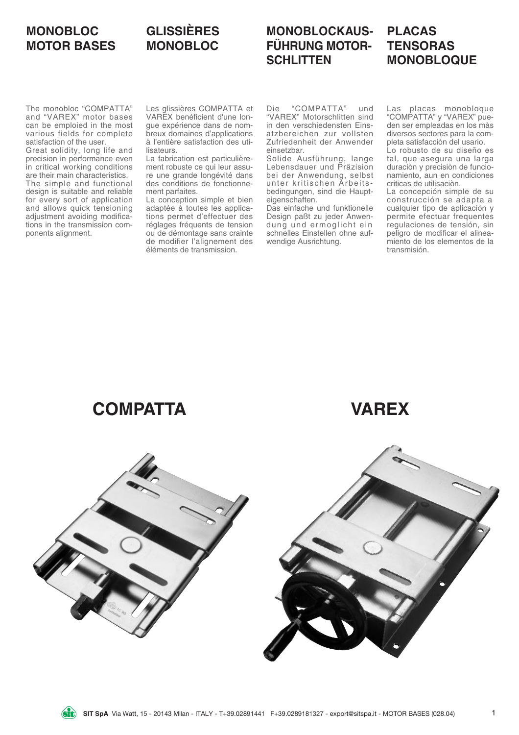## MONOBLOC MOTOR BASES

The monobloc "COMPATTA" and "VAREX" motor bases can be emploied in the most various fields for complete satisfaction of the user.
Great solidity, long life and precision in performance even in critical working conditions are their main characteristics.
The simple and functional design is suitable and reliable for every sort of application and allows quick tensioning adjustment avoiding modifications in the transmission components alignment.

## GLISSIÈRES MONOBLOC

Les glissières COMPATTA et VAREX benéficient d'une longue expérience dans de nombreux domaines d'applications à l'entière satisfaction des utilisateurs.
La fabrication est particulièrement robuste ce qui leur assure une grande longévité dans des conditions de fonctionnement parfaites.
La conception simple et bien adaptée à toutes les applications permet d'effectuer des réglages fréquents de tension ou de démontage sans crainte de modifier l'alignement des éléments de transmission.

## MONOBLOCKAUSFÜHRUNG MOTORSCHLITTEN

Die "COMPATTA" und "VAREX" Motorschlitten sind in den verschiedensten Einsatzbereichen zur vollsten Zufriedenheit der Anwender einsetzbar.
Solide Ausführung, lange Lebensdauer und Präzision bei der Anwendung, selbst unter kritischen Arbeitsbedingungen, sind die Haupteigenschaften.
Das einfache und funktionelle Design paßt zu jeder Anwendung und ermoglicht ein schnelles Einstellen ohne aufwendige Ausrichtung.

## PLACAS TENSORAS MONOBLOQUE

Las placas monobloque "COMPATTA" y "VAREX" pueden ser empleadas en los màs diversos sectores para la completa satisfacciòn del usario.
Lo robusto de su diseño es tal, que asegura una larga duraciòn y precisiòn de funcionamiento, aun en condiciones criticas de utilisaciòn.
La concepción simple de su construcción se adapta a cualquier tipo de aplicación y permite efectuar frequentes regulaciones de tensión, sin peligro de modificar el alineamiento de los elementos de la transmisión.

# COMPATTA

# VAREX

**SIT SpA** Via Watt, 15 - 20143 Milan - ITALY - T+39.02891441 F+39.0289181327 - export@sitspa.it - MOTOR BASES (028.04)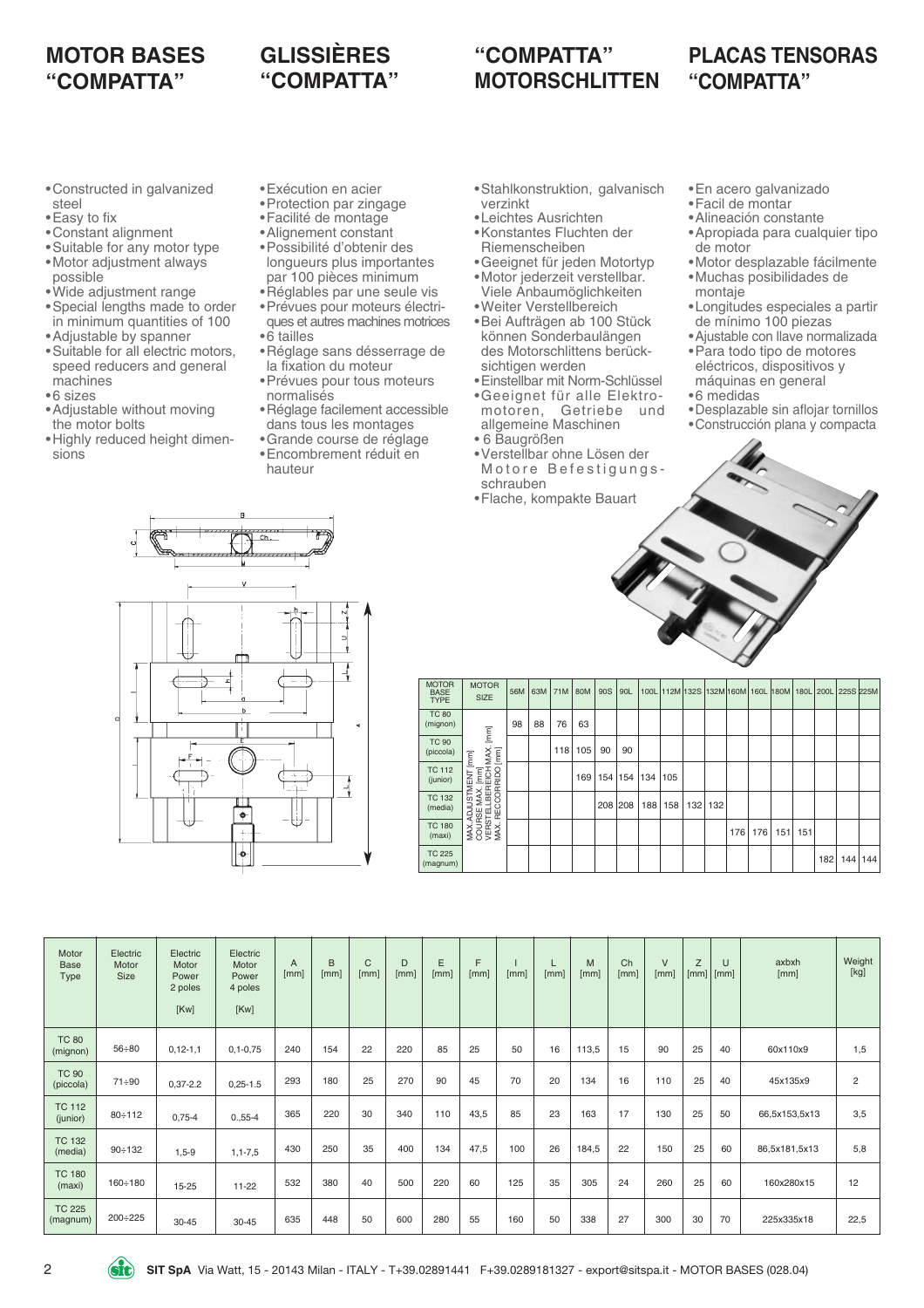# MOTOR BASES "COMPATTA"

- Constructed in galvanized steel
- Easy to fix
- Constant alignment
- Suitable for any motor type
- Motor adjustment always possible
- Wide adjustment range
- Special lengths made to order in minimum quantities of 100
- Adjustable by spanner
- Suitable for all electric motors, speed reducers and general machines
- 6 sizes
- Adjustable without moving the motor bolts
- Highly reduced height dimensions

# GLISSIÈRES "COMPATTA"

- Exécution en acier
- Protection par zingage
- Facilité de montage
- Alignement constant
- Possibilité d'obtenir des longueurs plus importantes par 100 pièces minimum
- Réglables par une seule vis
- Prévues pour moteurs électriques et autres machines motrices
- 6 tailles
- Réglage sans désserrage de la fixation du moteur
- Prévues pour tous moteurs normalisés
- Réglage facilement accessible dans tous les montages
- Grande course de réglage
- Encombrement réduit en hauteur

# "COMPATTA" MOTORSCHLITTEN

- Stahlkonstruktion, galvanisch verzinkt
- Leichtes Ausrichten
- Konstantes Fluchten der Riemenscheiben
- Geeignet für jeden Motortyp
- Motor jederzeit verstellbar. Viele Anbaumöglichkeiten
- Weiter Verstellbereich
- Bei Aufträgen ab 100 Stück können Sonderbaulängen des Motorschlittens berücksichtigen werden
- Einstellbar mit Norm-Schlüssel
- Geeignet für alle Elektromotoren, Getriebe und allgemeine Maschinen
- 6 Baugrößen
- Verstellbar ohne Lösen der Motore Befestigungsschrauben
- Flache, kompakte Bauart

# PLACAS TENSORAS "COMPATTA"

- En acero galvanizado
- Facil de montar
- Alineación constante
- Apropiada para cualquier tipo de motor
- Motor desplazable fácilmente
- Muchas posibilidades de montaje
- Longitudes especiales a partir de mínimo 100 piezas
- Ajustable con llave normalizada
- Para todo tipo de motores eléctricos, dispositivos y máquinas en general
- 6 medidas
- Desplazable sin aflojar tornillos
- Construcción plana y compacta

| MOTOR BASE TYPE | MOTOR SIZE | 56M | 63M | 71M | 80M | 90S | 90L | 100L | 112M | 132S | 132M | 160M | 160L | 180M | 180L | 200L | 225S | 225M |
|---|---|---|---|---|---|---|---|---|---|---|---|---|---|---|---|---|---|---|
| TC 80 (mignon) | MAX.ADJUSTMENT [mm] COURSE MAX. [mm] VERSTELLBEREICH MAX. [mm] MAX. RECORRIDO [mm] | 98 | 88 | 76 | 63 | | | | | | | | | | | | | |
| TC 90 (piccola) | | | | 118 | 105 | 90 | 90 | | | | | | | | | | | |
| TC 112 (junior) | | | | | 169 | 154 | 154 | 134 | 105 | | | | | | | | | |
| TC 132 (media) | | | | | | 208 | 208 | 188 | 158 | 132 | 132 | | | | | | | |
| TC 180 (maxi) | | | | | | | | | | | | 176 | 176 | 151 | 151 | | | |
| TC 225 (magnum) | | | | | | | | | | | | | | | | 182 | 144 | 144 |

| Motor Base Type | Electric Motor Size | Electric Motor Power 2 poles [Kw] | Electric Motor Power 4 poles [Kw] | A [mm] | B [mm] | C [mm] | D [mm] | E [mm] | F [mm] | I [mm] | L [mm] | M [mm] | Ch [mm] | V [mm] | Z [mm] | U [mm] | axbxh [mm] | Weight [kg] |
|---|---|---|---|---|---|---|---|---|---|---|---|---|---|---|---|---|---|---|
| TC 80 (mignon) | 56÷80 | 0,12-1,1 | 0,1-0,75 | 240 | 154 | 22 | 220 | 85 | 25 | 50 | 16 | 113,5 | 15 | 90 | 25 | 40 | 60x110x9 | 1,5 |
| TC 90 (piccola) | 71÷90 | 0,37-2.2 | 0,25-1.5 | 293 | 180 | 25 | 270 | 90 | 45 | 70 | 20 | 134 | 16 | 110 | 25 | 40 | 45x135x9 | 2 |
| TC 112 (junior) | 80÷112 | 0,75-4 | 0.,55-4 | 365 | 220 | 30 | 340 | 110 | 43,5 | 85 | 23 | 163 | 17 | 130 | 25 | 50 | 66,5x153,5x13 | 3,5 |
| TC 132 (media) | 90÷132 | 1,5-9 | 1,1-7,5 | 430 | 250 | 35 | 400 | 134 | 47,5 | 100 | 26 | 184,5 | 22 | 150 | 25 | 60 | 86,5x181,5x13 | 5,8 |
| TC 180 (maxi) | 160÷180 | 15-25 | 11-22 | 532 | 380 | 40 | 500 | 220 | 60 | 125 | 35 | 305 | 24 | 260 | 25 | 60 | 160x280x15 | 12 |
| TC 225 (magnum) | 200÷225 | 30-45 | 30-45 | 635 | 448 | 50 | 600 | 280 | 55 | 160 | 50 | 338 | 27 | 300 | 30 | 70 | 225x335x18 | 22,5 |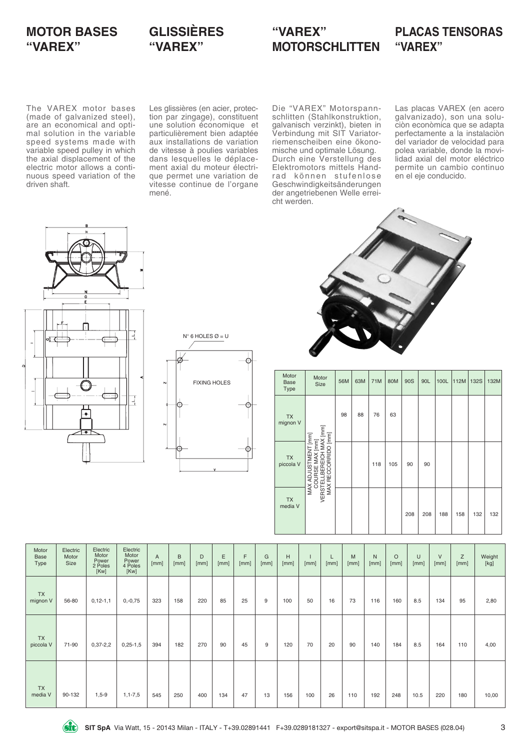# MOTOR BASES "VAREX"

# GLISSIÈRES "VAREX"

# "VAREX" MOTORSCHLITTEN

# PLACAS TENSORAS "VAREX"

The VAREX motor bases (made of galvanized steel), are an economical and optimal solution in the variable speed systems made with variable speed pulley in which the axial displacement of the electric motor allows a continuous speed variation of the driven shaft.

Les glissières (en acier, protection par zingage), constituent une solution économique et particulièrement bien adaptée aux installations de variation de vitesse à poulies variables dans lesquelles le déplacement axial du moteur électrique permet une variation de vitesse continue de l'organe mené.

Die "VAREX" Motorspannschlitten (Stahlkonstruktion, galvanisch verzinkt), bieten in Verbindung mit SIT Variatorriemenscheiben eine ökonomische und optimale Lösung. Durch eine Verstellung des Elektromotors mittels Handrad können stufenlose Geschwindigkeitsänderungen der angetriebenen Welle erreicht werden.

Las placas VAREX (en acero galvanizado), son una soluciòn econòmica que se adapta perfectamente a la instalaciòn del variador de velocidad para polea variable, donde la movilidad axial del motor eléctrico permite un cambio continuo en el eje conducido.

N° 6 HOLES Ø = U

FIXING HOLES

| Motor Base Type | Motor Size | 56M | 63M | 71M | 80M | 90S | 90L | 100L | 112M | 132S | 132M |
|---|---|---|---|---|---|---|---|---|---|---|---|
| TX mignon V | MAX ADJUSTMENT [mm] / COURSE MAX [mm] / VERSTELLBEREICH MAX [mm] / MAX RECORRIDO [mm] | 98 | 88 | 76 | 63 | | | | | | |
| TX piccola V | | | | 118 | 105 | 90 | 90 | | | | |
| TX media V | | | | | | 208 | 208 | 188 | 158 | 132 | 132 |

| Motor Base Type | Electric Motor Size | Electric Motor Power 2 Poles [Kw] | Electric Motor Power 4 Poles [Kw] | A [mm] | B [mm] | D [mm] | E [mm] | F [mm] | G [mm] | H [mm] | I [mm] | L [mm] | M [mm] | N [mm] | O [mm] | U [mm] | V [mm] | Z [mm] | Weight [kg] |
|---|---|---|---|---|---|---|---|---|---|---|---|---|---|---|---|---|---|---|---|
| TX mignon V | 56-80 | 0,12-1,1 | 0,-0,75 | 323 | 158 | 220 | 85 | 25 | 9 | 100 | 50 | 16 | 73 | 116 | 160 | 8.5 | 134 | 95 | 2,80 |
| TX piccola V | 71-90 | 0,37-2,2 | 0,25-1,5 | 394 | 182 | 270 | 90 | 45 | 9 | 120 | 70 | 20 | 90 | 140 | 184 | 8.5 | 164 | 110 | 4,00 |
| TX media V | 90-132 | 1,5-9 | 1,1-7,5 | 545 | 250 | 400 | 134 | 47 | 13 | 156 | 100 | 26 | 110 | 192 | 248 | 10.5 | 220 | 180 | 10,00 |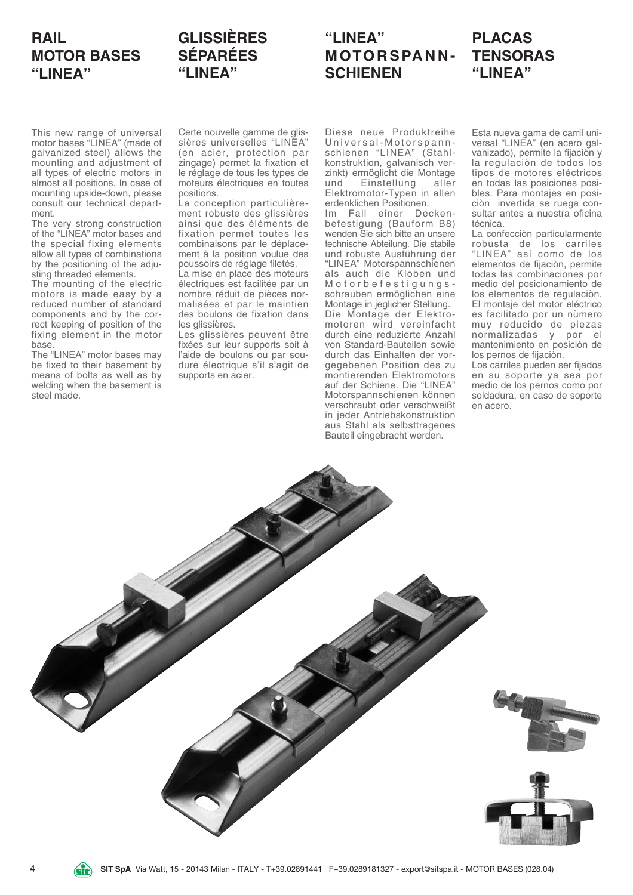# RAIL MOTOR BASES "LINEA"

This new range of universal motor bases "LINEA" (made of galvanized steel) allows the mounting and adjustment of all types of electric motors in almost all positions. In case of mounting upside-down, please consult our technical department.

The very strong construction of the "LINEA" motor bases and the special fixing elements allow all types of combinations by the positioning of the adjusting threaded elements.

The mounting of the electric motors is made easy by a reduced number of standard components and by the correct keeping of position of the fixing element in the motor base.

The "LINEA" motor bases may be fixed to their basement by means of bolts as well as by welding when the basement is steel made.

# GLISSIÈRES SÉPARÉES "LINEA"

Certe nouvelle gamme de glissières universelles "LINEA" (en acier, protection par zingage) permet la fixation et le réglage de tous les types de moteurs électriques en toutes positions.

La conception particulièrement robuste des glissières ainsi que des éléments de fixation permet toutes les combinaisons par le déplacement à la position voulue des poussoirs de réglage filetés.

La mise en place des moteurs électriques est facilitée par un nombre réduit de pièces normalisées et par le maintien des boulons de fixation dans les glissières.

Les glissières peuvent être fixées sur leur supports soit à l'aide de boulons ou par soudure électrique s'il s'agit de supports en acier.

# "LINEA" MOTORSPANN-SCHIENEN

Diese neue Produktreihe Universal-Motorspannschienen "LINEA" (Stahlkonstruktion, galvanisch verzinkt) ermöglicht die Montage und Einstellung aller Elektromotor-Typen in allen erdenklichen Positionen.

Im Fall einer Deckenbefestigung (Bauform B8) wenden Sie sich bitte an unsere technische Abteilung. Die stabile und robuste Ausführung der "LINEA" Motorspannschienen als auch die Kloben und Motorbefestigungsschrauben ermöglichen eine Montage in jeglicher Stellung.

Die Montage der Elektromotoren wird vereinfacht durch eine reduzierte Anzahl von Standard-Bauteilen sowie durch das Einhalten der vorgegebenen Position des zu montierenden Elektromotors auf der Schiene. Die "LINEA" Motorspannschienen können verschraubt oder verschweißt in jeder Antriebskonstruktion aus Stahl als selbsttragenes Bauteil eingebracht werden.

# PLACAS TENSORAS "LINEA"

Esta nueva gama de carril universal "LINEA" (en acero galvanizado), permite la fijaciòn y la regulaciòn de todos los tipos de motores eléctricos en todas las posiciones posibles. Para montajes en posiciòn invertida se ruega consultar antes a nuestra oficina técnica.

La confecciòn particularmente robusta de los carriles "LINEA" así como de los elementos de fijaciòn, permite todas las combinaciones por medio del posicionamiento de los elementos de regulaciòn.

El montaje del motor eléctrico es facilitado por un nùmero muy reducido de piezas normalizadas y por el mantenimiento en posiciòn de los pernos de fijaciòn.

Los carriles pueden ser fijados en su soporte ya sea por medio de los pernos como por soldadura, en caso de soporte en acero.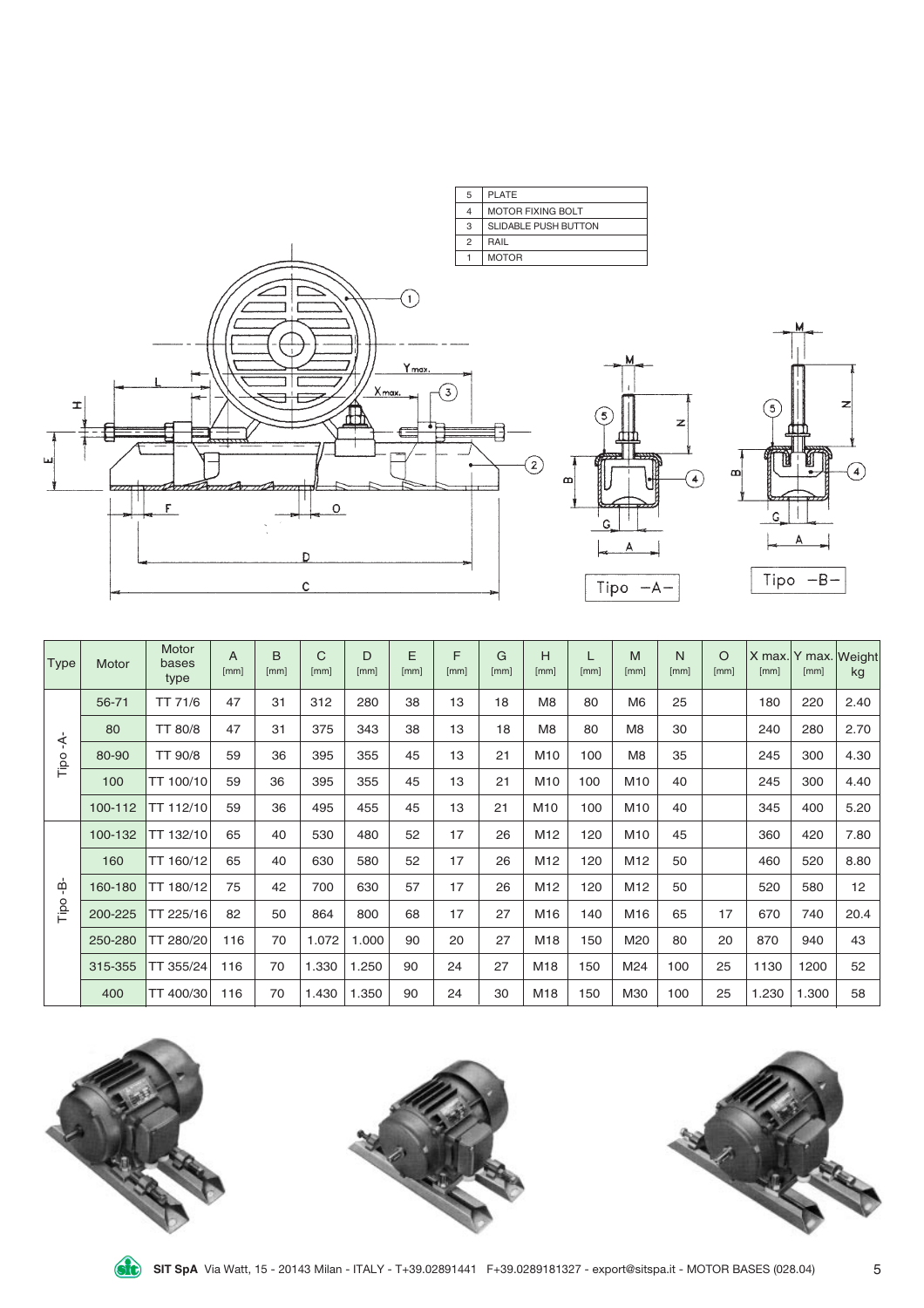| 5 | PLATE |
|---|---|
| 4 | MOTOR FIXING BOLT |
| 3 | SLIDABLE PUSH BUTTON |
| 2 | RAIL |
| 1 | MOTOR |

Tipo -A-

Tipo -B-

| Type | Motor | Motor bases type | A [mm] | B [mm] | C [mm] | D [mm] | E [mm] | F [mm] | G [mm] | H [mm] | L [mm] | M [mm] | N [mm] | O [mm] | X max. [mm] | Y max. [mm] | Weight kg |
|---|---|---|---|---|---|---|---|---|---|---|---|---|---|---|---|---|---|
| Tipo -A- | 56-71 | TT 71/6 | 47 | 31 | 312 | 280 | 38 | 13 | 18 | M8 | 80 | M6 | 25 | | 180 | 220 | 2.40 |
| | 80 | TT 80/8 | 47 | 31 | 375 | 343 | 38 | 13 | 18 | M8 | 80 | M8 | 30 | | 240 | 280 | 2.70 |
| | 80-90 | TT 90/8 | 59 | 36 | 395 | 355 | 45 | 13 | 21 | M10 | 100 | M8 | 35 | | 245 | 300 | 4.30 |
| | 100 | TT 100/10 | 59 | 36 | 395 | 355 | 45 | 13 | 21 | M10 | 100 | M10 | 40 | | 245 | 300 | 4.40 |
| | 100-112 | TT 112/10 | 59 | 36 | 495 | 455 | 45 | 13 | 21 | M10 | 100 | M10 | 40 | | 345 | 400 | 5.20 |
| Tipo -B- | 100-132 | TT 132/10 | 65 | 40 | 530 | 480 | 52 | 17 | 26 | M12 | 120 | M10 | 45 | | 360 | 420 | 7.80 |
| | 160 | TT 160/12 | 65 | 40 | 630 | 580 | 52 | 17 | 26 | M12 | 120 | M12 | 50 | | 460 | 520 | 8.80 |
| | 160-180 | TT 180/12 | 75 | 42 | 700 | 630 | 57 | 17 | 26 | M12 | 120 | M12 | 50 | | 520 | 580 | 12 |
| | 200-225 | TT 225/16 | 82 | 50 | 864 | 800 | 68 | 17 | 27 | M16 | 140 | M16 | 65 | 17 | 670 | 740 | 20.4 |
| | 250-280 | TT 280/20 | 116 | 70 | 1.072 | 1.000 | 90 | 20 | 27 | M18 | 150 | M20 | 80 | 20 | 870 | 940 | 43 |
| | 315-355 | TT 355/24 | 116 | 70 | 1.330 | 1.250 | 90 | 24 | 27 | M18 | 150 | M24 | 100 | 25 | 1130 | 1200 | 52 |
| | 400 | TT 400/30 | 116 | 70 | 1.430 | 1.350 | 90 | 24 | 30 | M18 | 150 | M30 | 100 | 25 | 1.230 | 1.300 | 58 |

**SIT SpA** Via Watt, 15 - 20143 Milan - ITALY - T+39.02891441 F+39.0289181327 - export@sitspa.it - MOTOR BASES (028.04)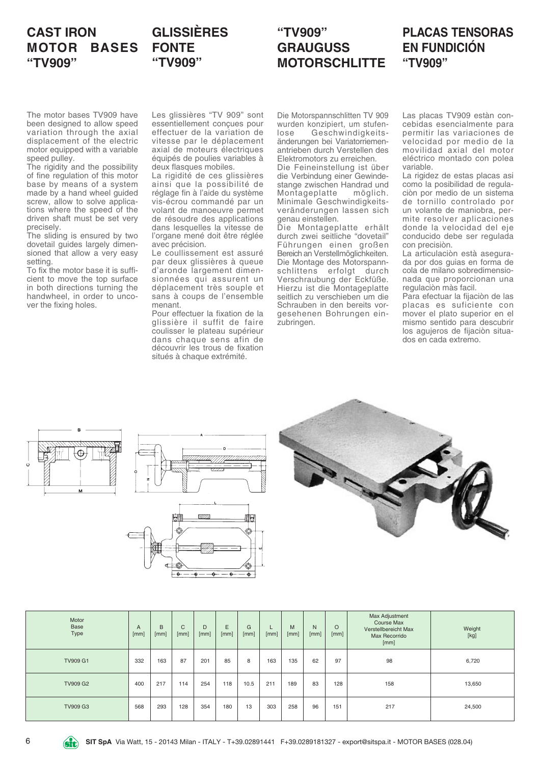# CAST IRON MOTOR BASES "TV909"

The motor bases TV909 have been designed to allow speed variation through the axial displacement of the electric motor equipped with a variable speed pulley.
The rigidity and the possibility of fine regulation of this motor base by means of a system made by a hand wheel guided screw, allow to solve applications where the speed of the driven shaft must be set very precisely.
The sliding is ensured by two dovetail guides largely dimensioned that allow a very easy setting.
To fix the motor base it is sufficient to move the top surface in both directions turning the handwheel, in order to uncover the fixing holes.

# GLISSIÈRES FONTE "TV909"

Les glissières "TV 909" sont essentiellement conçues pour effectuer de la variation de vitesse par le déplacement axial de moteurs électriques équipés de poulies variables à deux flasques mobiles.
La rigidité de ces glissières ainsi que la possibilité de réglage fin à l'aide du système vis-écrou commandé par un volant de manoeuvre permet de résoudre des applications dans lesquelles la vitesse de l'organe mené doit être réglée avec précision.
Le coullissement est assuré par deux glissières à queue d'aronde largement dimensionnées qui assurent un déplacement très souple et sans à coups de l'ensemble menant.
Pour effectuer la fixation de la glissière il suffit de faire coulisser le plateau supérieur dans chaque sens afin de découvrir les trous de fixation situés à chaque extrémité.

# "TV909" GRAUGUSS MOTORSCHLITTE

Die Motorspannschlitten TV 909 wurden konzipiert, um stufenlose Geschwindigkeitsänderungen bei Variatorriemenantrieben durch Verstellen des Elektromotors zu erreichen.
Die Feineinstellung ist über die Verbindung einer Gewindestange zwischen Handrad und Montageplatte möglich. Minimale Geschwindigkeitsveränderungen lassen sich genau einstellen.
Die Montageplatte erhält durch zwei seitliche "dovetail" Führungen einen großen Bereich an Verstellmöglichkeiten.
Die Montage des Motorspannschlittens erfolgt durch Verschraubung der Eckfüße. Hierzu ist die Montageplatte seitlich zu verschieben um die Schrauben in den bereits vorgesehenen Bohrungen einzubringen.

# PLACAS TENSORAS EN FUNDICIÓN "TV909"

Las placas TV909 estàn concebidas esencialmente para permitir las variaciones de velocidad por medio de la movilidad axial del motor eléctrico montado con polea variable.
La rigidez de estas placas asi como la posibilidad de regulaciòn por medio de un sistema de tornillo controlado por un volante de maniobra, permite resolver aplicaciones donde la velocidad del eje conducido debe ser regulada con precisiòn.
La articulaciòn està asegurada por dos guias en forma de cola de milano sobredimensionada que proporcionan una regulaciòn màs facil.
Para efectuar la fijaciòn de las placas es suficiente con mover el plato superior en el mismo sentido para descubrir los agujeros de fijaciòn situados en cada extremo.

| Motor Base Type | A [mm] | B [mm] | C [mm] | D [mm] | E [mm] | G [mm] | L [mm] | M [mm] | N [mm] | O [mm] | Max Adjustment Course Max Verstellbereicht Max Max Recorrido [mm] | Weight [kg] |
|---|---|---|---|---|---|---|---|---|---|---|---|---|
| TV909 G1 | 332 | 163 | 87 | 201 | 85 | 8 | 163 | 135 | 62 | 97 | 98 | 6,720 |
| TV909 G2 | 400 | 217 | 114 | 254 | 118 | 10.5 | 211 | 189 | 83 | 128 | 158 | 13,650 |
| TV909 G3 | 568 | 293 | 128 | 354 | 180 | 13 | 303 | 258 | 96 | 151 | 217 | 24,500 |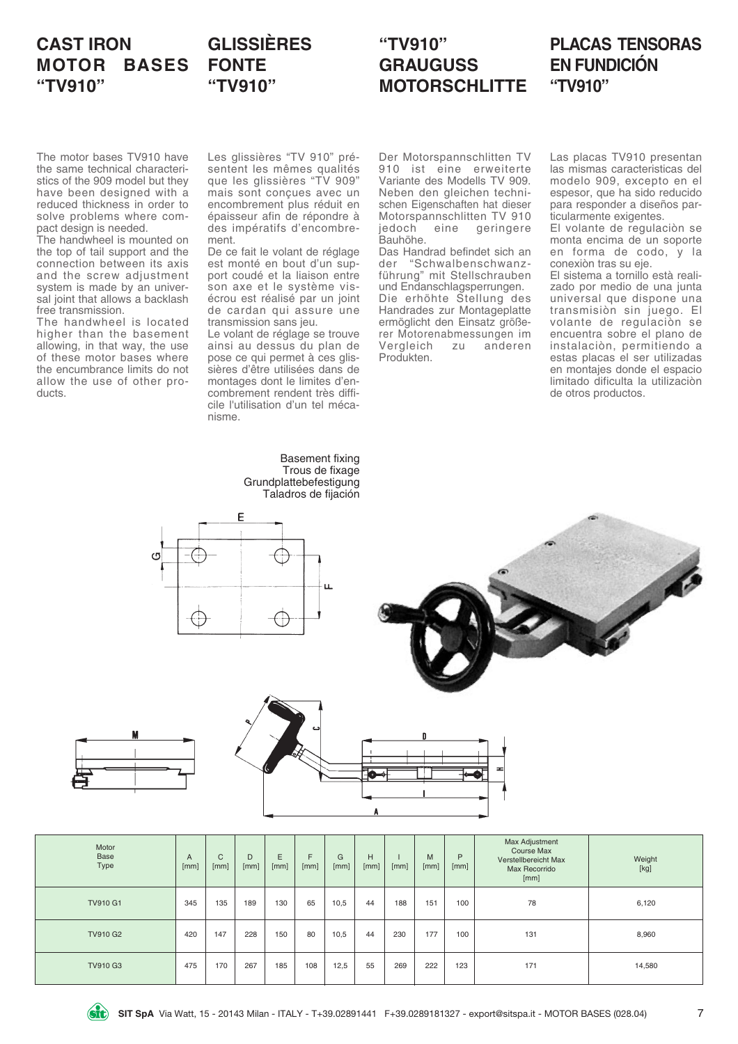# CAST IRON MOTOR BASES "TV910"

# GLISSIÈRES FONTE "TV910"

# "TV910" GRAUGUSS MOTORSCHLITTE

# PLACAS TENSORAS EN FUNDICIÓN "TV910"

The motor bases TV910 have the same technical characteristics of the 909 model but they have been designed with a reduced thickness in order to solve problems where compact design is needed.
The handwheel is mounted on the top of tail support and the connection between its axis and the screw adjustment system is made by an universal joint that allows a backlash free transmission.
The handwheel is located higher than the basement allowing, in that way, the use of these motor bases where the encumbrance limits do not allow the use of other products.

Les glissières "TV 910" présentent les mêmes qualités que les glissières "TV 909" mais sont conçues avec un encombrement plus réduit en épaisseur afin de répondre à des impératifs d'encombrement.
De ce fait le volant de réglage est monté en bout d'un support coudé et la liaison entre son axe et le système vis-écrou est réalisé par un joint de cardan qui assure une transmission sans jeu.
Le volant de réglage se trouve ainsi au dessus du plan de pose ce qui permet à ces glissières d'être utilisées dans de montages dont le limites d'encombrement rendent très difficile l'utilisation d'un tel mécanisme.

Der Motorspannschlitten TV 910 ist eine erweiterte Variante des Modells TV 909. Neben den gleichen technischen Eigenschaften hat dieser Motorspannschlitten TV 910 jedoch eine geringere Bauhöhe.
Das Handrad befindet sich an der "Schwalbenschwanzführung" mit Stellschrauben und Endanschlagsperrungen.
Die erhöhte Stellung des Handrades zur Montageplatte ermöglicht den Einsatz größerer Motorenabmessungen im Vergleich zu anderen Produkten.

Las placas TV910 presentan las mismas caracteristicas del modelo 909, excepto en el espesor, que ha sido reducido para responder a diseños particularmente exigentes.
El volante de regulaciòn se monta encima de un soporte en forma de codo, y la conexiòn tras su eje.
El sistema a tornillo està realizado por medio de una junta universal que dispone una transmisiòn sin juego. El volante de regulaciòn se encuentra sobre el plano de instalaciòn, permitiendo a estas placas el ser utilizadas en montajes donde el espacio limitado dificulta la utilizaciòn de otros productos.

Basement fixing
Trous de fixage
Grundplattebefestigung
Taladros de fijación

| Motor Base Type | A [mm] | C [mm] | D [mm] | E [mm] | F [mm] | G [mm] | H [mm] | I [mm] | M [mm] | P [mm] | Max Adjustment Course Max Verstellbereicht Max Max Recorrido [mm] | Weight [kg] |
|---|---|---|---|---|---|---|---|---|---|---|---|---|
| TV910 G1 | 345 | 135 | 189 | 130 | 65 | 10,5 | 44 | 188 | 151 | 100 | 78 | 6,120 |
| TV910 G2 | 420 | 147 | 228 | 150 | 80 | 10,5 | 44 | 230 | 177 | 100 | 131 | 8,960 |
| TV910 G3 | 475 | 170 | 267 | 185 | 108 | 12,5 | 55 | 269 | 222 | 123 | 171 | 14,580 |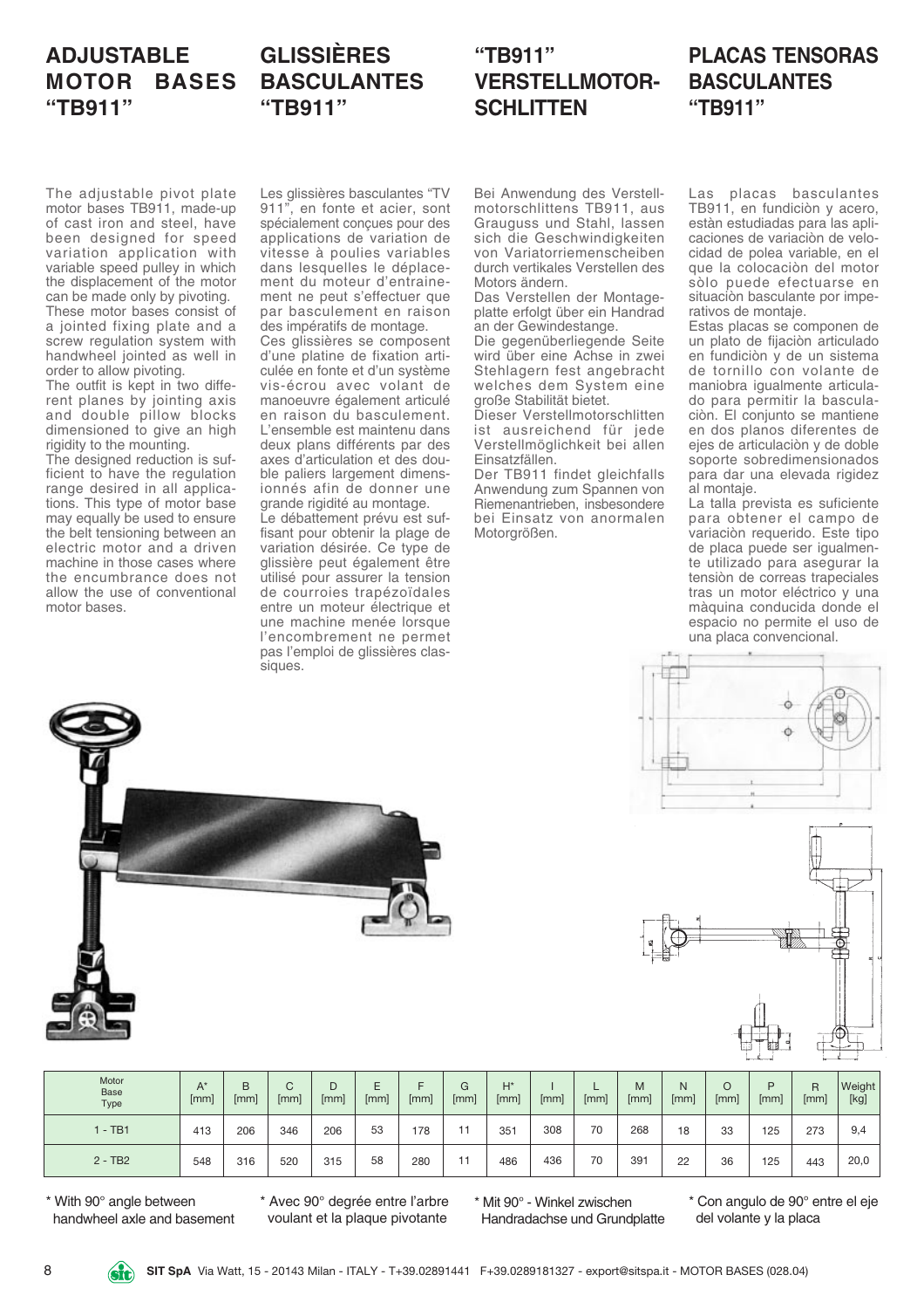# ADJUSTABLE MOTOR BASES "TB911"

The adjustable pivot plate motor bases TB911, made-up of cast iron and steel, have been designed for speed variation application with variable speed pulley in which the displacement of the motor can be made only by pivoting.
These motor bases consist of a jointed fixing plate and a screw regulation system with handwheel jointed as well in order to allow pivoting.
The outfit is kept in two different planes by jointing axis and double pillow blocks dimensioned to give an high rigidity to the mounting.
The designed reduction is sufficient to have the regulation range desired in all applications. This type of motor base may equally be used to ensure the belt tensioning between an electric motor and a driven machine in those cases where the encumbrance does not allow the use of conventional motor bases.

# GLISSIÈRES BASCULANTES "TB911"

Les glissières basculantes "TV 911", en fonte et acier, sont spécialement conçues pour des applications de variation de vitesse à poulies variables dans lesquelles le déplacement du moteur d'entrainement ne peut s'effectuer que par basculement en raison des impératifs de montage.
Ces glissières se composent d'une platine de fixation articulée en fonte et d'un système vis-écrou avec volant de manoeuvre également articulé en raison du basculement.
L'ensemble est maintenu dans deux plans différents par des axes d'articulation et des double paliers largement dimensionnés afin de donner une grande rigidité au montage.
Le débattement prévu est suffisant pour obtenir la plage de variation désirée. Ce type de glissière peut également être utilisé pour assurer la tension de courroies trapézoïdales entre un moteur électrique et une machine menée lorsque l'encombrement ne permet pas l'emploi de glissières classiques.

# "TB911" VERSTELLMOTOR-SCHLITTEN

Bei Anwendung des Verstellmotorschlittens TB911, aus Grauguss und Stahl, lassen sich die Geschwindigkeiten von Variatorriemenscheiben durch vertikales Verstellen des Motors ändern.
Das Verstellen der Montageplatte erfolgt über ein Handrad an der Gewindestange.
Die gegenüberliegende Seite wird über eine Achse in zwei Stehlagern fest angebracht welches dem System eine große Stabilität bietet.
Dieser Verstellmotorschlitten ist ausreichend für jede Verstellmöglichkeit bei allen Einsatzfällen.
Der TB911 findet gleichfalls Anwendung zum Spannen von Riemenantrieben, insbesondere bei Einsatz von anormalen Motorgrößen.

# PLACAS TENSORAS BASCULANTES "TB911"

Las placas basculantes TB911, en fundiciòn y acero, estàn estudiadas para las aplicaciones de variaciòn de velocidad de polea variable, en el que la colocaciòn del motor sòlo puede efectuarse en situaciòn basculante por imperativos de montaje.
Estas placas se componen de un plato de fijaciòn articulado en fundiciòn y de un sistema de tornillo con volante de maniobra igualmente articulado para permitir la basculaciòn. El conjunto se mantiene en dos planos diferentes de ejes de articulaciòn y de doble soporte sobredimensionados para dar una elevada rigidez al montaje.
La talla prevista es suficiente para obtener el campo de variaciòn requerido. Este tipo de placa puede ser igualmente utilizado para asegurar la tensiòn de correas trapeciales tras un motor eléctrico y una màquina conducida donde el espacio no permite el uso de una placa convencional.

| Motor Base Type | A* [mm] | B [mm] | C [mm] | D [mm] | E [mm] | F [mm] | G [mm] | H* [mm] | I [mm] | L [mm] | M [mm] | N [mm] | O [mm] | P [mm] | R [mm] | Weight [kg] |
|---|---|---|---|---|---|---|---|---|---|---|---|---|---|---|---|---|
| 1 - TB1 | 413 | 206 | 346 | 206 | 53 | 178 | 11 | 351 | 308 | 70 | 268 | 18 | 33 | 125 | 273 | 9,4 |
| 2 - TB2 | 548 | 316 | 520 | 315 | 58 | 280 | 11 | 486 | 436 | 70 | 391 | 22 | 36 | 125 | 443 | 20,0 |

\* With 90° angle between handwheel axle and basement

\* Avec 90° degrée entre l'arbre voulant et la plaque pivotante

\* Mit 90° - Winkel zwischen Handradachse und Grundplatte

\* Con angulo de 90° entre el eje del volante y la placa

SIT SpA Via Watt, 15 - 20143 Milan - ITALY - T+39.02891441 F+39.0289181327 - export@sitspa.it - MOTOR BASES (028.04)